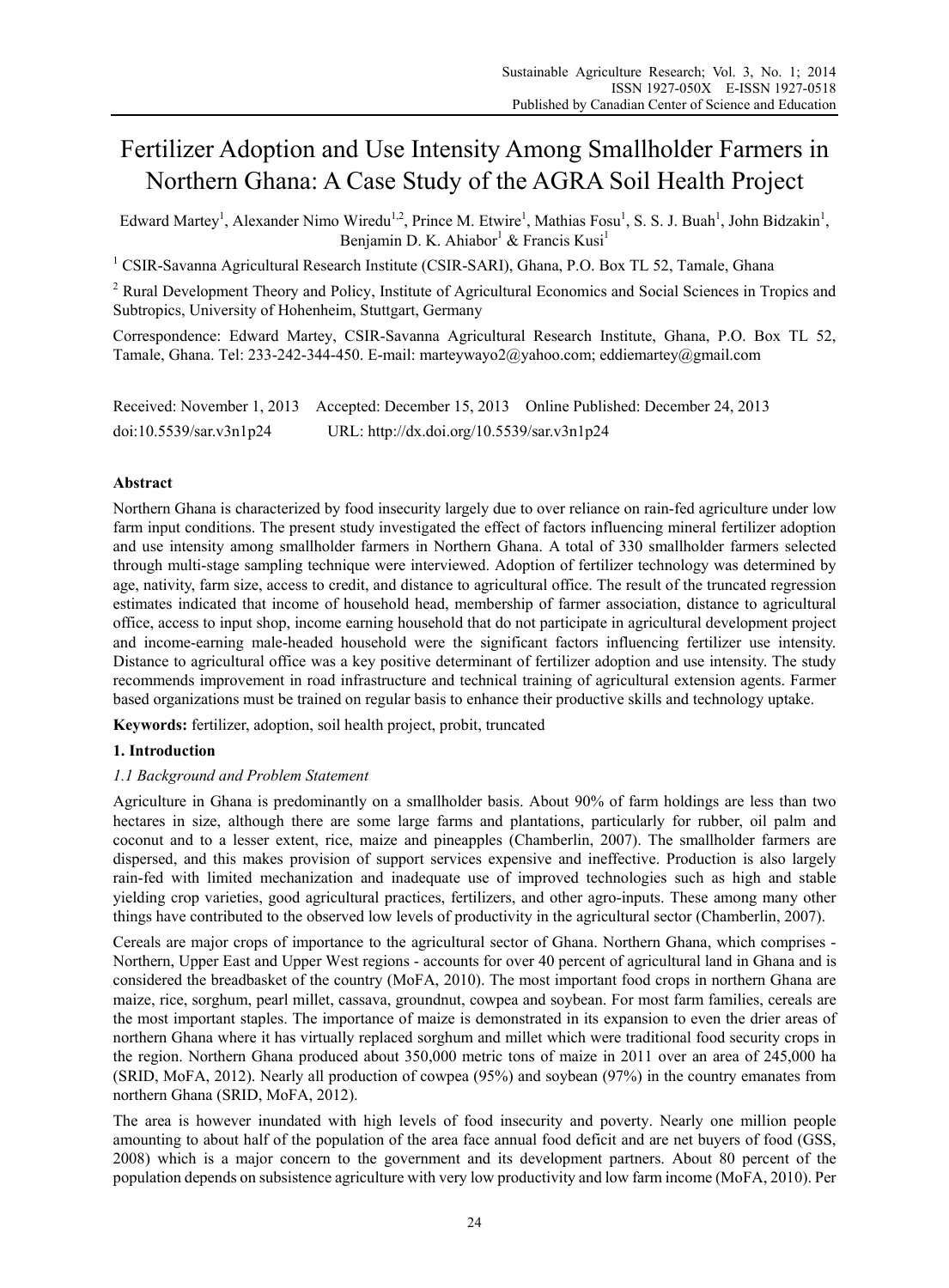# Fertilizer Adoption and Use Intensity Among Smallholder Farmers in Northern Ghana: A Case Study of the AGRA Soil Health Project

Edward Martey[1], Alexander Nimo Wiredu[1,2], Prince M. Etwire[1], Mathias Fosu[1], S. S. J. Buah[1], John Bidzakin[1], Benjamin D. K. Ahiabor[1] & Francis Kusi[1]

[1] CSIR-Savanna Agricultural Research Institute (CSIR-SARI), Ghana, P.O. Box TL 52, Tamale, Ghana

[2] Rural Development Theory and Policy, Institute of Agricultural Economics and Social Sciences in Tropics and Subtropics, University of Hohenheim, Stuttgart, Germany

Correspondence: Edward Martey, CSIR-Savanna Agricultural Research Institute, Ghana, P.O. Box TL 52, Tamale, Ghana. Tel: 233-242-344-450. E-mail: marteywayo2@yahoo.com; eddiemartey@gmail.com

Received: November 1, 2013 Accepted: December 15, 2013 Online Published: December 24, 2013

doi:10.5539/sar.v3n1p24 URL: http://dx.doi.org/10.5539/sar.v3n1p24

## Abstract

Northern Ghana is characterized by food insecurity largely due to over reliance on rain-fed agriculture under low farm input conditions. The present study investigated the effect of factors influencing mineral fertilizer adoption and use intensity among smallholder farmers in Northern Ghana. A total of 330 smallholder farmers selected through multi-stage sampling technique were interviewed. Adoption of fertilizer technology was determined by age, nativity, farm size, access to credit, and distance to agricultural office. The result of the truncated regression estimates indicated that income of household head, membership of farmer association, distance to agricultural office, access to input shop, income earning household that do not participate in agricultural development project and income-earning male-headed household were the significant factors influencing fertilizer use intensity. Distance to agricultural office was a key positive determinant of fertilizer adoption and use intensity. The study recommends improvement in road infrastructure and technical training of agricultural extension agents. Farmer based organizations must be trained on regular basis to enhance their productive skills and technology uptake.

**Keywords:** fertilizer, adoption, soil health project, probit, truncated

## 1. Introduction

### *1.1 Background and Problem Statement*

Agriculture in Ghana is predominantly on a smallholder basis. About 90% of farm holdings are less than two hectares in size, although there are some large farms and plantations, particularly for rubber, oil palm and coconut and to a lesser extent, rice, maize and pineapples (Chamberlin, 2007). The smallholder farmers are dispersed, and this makes provision of support services expensive and ineffective. Production is also largely rain-fed with limited mechanization and inadequate use of improved technologies such as high and stable yielding crop varieties, good agricultural practices, fertilizers, and other agro-inputs. These among many other things have contributed to the observed low levels of productivity in the agricultural sector (Chamberlin, 2007).

Cereals are major crops of importance to the agricultural sector of Ghana. Northern Ghana, which comprises - Northern, Upper East and Upper West regions - accounts for over 40 percent of agricultural land in Ghana and is considered the breadbasket of the country (MoFA, 2010). The most important food crops in northern Ghana are maize, rice, sorghum, pearl millet, cassava, groundnut, cowpea and soybean. For most farm families, cereals are the most important staples. The importance of maize is demonstrated in its expansion to even the drier areas of northern Ghana where it has virtually replaced sorghum and millet which were traditional food security crops in the region. Northern Ghana produced about 350,000 metric tons of maize in 2011 over an area of 245,000 ha (SRID, MoFA, 2012). Nearly all production of cowpea (95%) and soybean (97%) in the country emanates from northern Ghana (SRID, MoFA, 2012).

The area is however inundated with high levels of food insecurity and poverty. Nearly one million people amounting to about half of the population of the area face annual food deficit and are net buyers of food (GSS, 2008) which is a major concern to the government and its development partners. About 80 percent of the population depends on subsistence agriculture with very low productivity and low farm income (MoFA, 2010). Per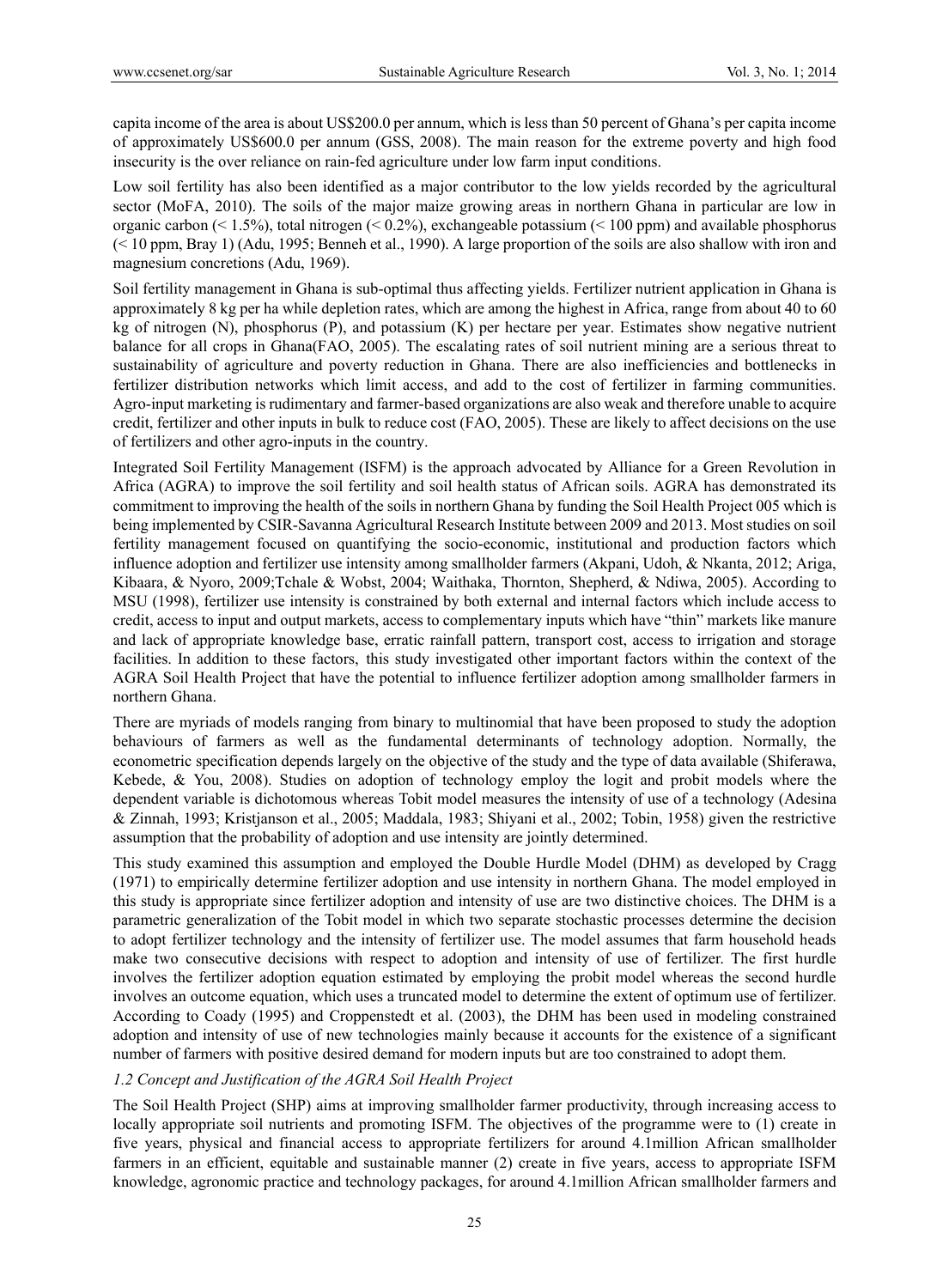capita income of the area is about US$200.0 per annum, which is less than 50 percent of Ghana's per capita income of approximately US$600.0 per annum (GSS, 2008). The main reason for the extreme poverty and high food insecurity is the over reliance on rain-fed agriculture under low farm input conditions.

Low soil fertility has also been identified as a major contributor to the low yields recorded by the agricultural sector (MoFA, 2010). The soils of the major maize growing areas in northern Ghana in particular are low in organic carbon (< 1.5%), total nitrogen (< 0.2%), exchangeable potassium (< 100 ppm) and available phosphorus (< 10 ppm, Bray 1) (Adu, 1995; Benneh et al., 1990). A large proportion of the soils are also shallow with iron and magnesium concretions (Adu, 1969).

Soil fertility management in Ghana is sub-optimal thus affecting yields. Fertilizer nutrient application in Ghana is approximately 8 kg per ha while depletion rates, which are among the highest in Africa, range from about 40 to 60 kg of nitrogen (N), phosphorus (P), and potassium (K) per hectare per year. Estimates show negative nutrient balance for all crops in Ghana(FAO, 2005). The escalating rates of soil nutrient mining are a serious threat to sustainability of agriculture and poverty reduction in Ghana. There are also inefficiencies and bottlenecks in fertilizer distribution networks which limit access, and add to the cost of fertilizer in farming communities. Agro-input marketing is rudimentary and farmer-based organizations are also weak and therefore unable to acquire credit, fertilizer and other inputs in bulk to reduce cost (FAO, 2005). These are likely to affect decisions on the use of fertilizers and other agro-inputs in the country.

Integrated Soil Fertility Management (ISFM) is the approach advocated by Alliance for a Green Revolution in Africa (AGRA) to improve the soil fertility and soil health status of African soils. AGRA has demonstrated its commitment to improving the health of the soils in northern Ghana by funding the Soil Health Project 005 which is being implemented by CSIR-Savanna Agricultural Research Institute between 2009 and 2013. Most studies on soil fertility management focused on quantifying the socio-economic, institutional and production factors which influence adoption and fertilizer use intensity among smallholder farmers (Akpani, Udoh, & Nkanta, 2012; Ariga, Kibaara, & Nyoro, 2009;Tchale & Wobst, 2004; Waithaka, Thornton, Shepherd, & Ndiwa, 2005). According to MSU (1998), fertilizer use intensity is constrained by both external and internal factors which include access to credit, access to input and output markets, access to complementary inputs which have "thin" markets like manure and lack of appropriate knowledge base, erratic rainfall pattern, transport cost, access to irrigation and storage facilities. In addition to these factors, this study investigated other important factors within the context of the AGRA Soil Health Project that have the potential to influence fertilizer adoption among smallholder farmers in northern Ghana.

There are myriads of models ranging from binary to multinomial that have been proposed to study the adoption behaviours of farmers as well as the fundamental determinants of technology adoption. Normally, the econometric specification depends largely on the objective of the study and the type of data available (Shiferawa, Kebede, & You, 2008). Studies on adoption of technology employ the logit and probit models where the dependent variable is dichotomous whereas Tobit model measures the intensity of use of a technology (Adesina & Zinnah, 1993; Kristjanson et al., 2005; Maddala, 1983; Shiyani et al., 2002; Tobin, 1958) given the restrictive assumption that the probability of adoption and use intensity are jointly determined.

This study examined this assumption and employed the Double Hurdle Model (DHM) as developed by Cragg (1971) to empirically determine fertilizer adoption and use intensity in northern Ghana. The model employed in this study is appropriate since fertilizer adoption and intensity of use are two distinctive choices. The DHM is a parametric generalization of the Tobit model in which two separate stochastic processes determine the decision to adopt fertilizer technology and the intensity of fertilizer use. The model assumes that farm household heads make two consecutive decisions with respect to adoption and intensity of use of fertilizer. The first hurdle involves the fertilizer adoption equation estimated by employing the probit model whereas the second hurdle involves an outcome equation, which uses a truncated model to determine the extent of optimum use of fertilizer. According to Coady (1995) and Croppenstedt et al. (2003), the DHM has been used in modeling constrained adoption and intensity of use of new technologies mainly because it accounts for the existence of a significant number of farmers with positive desired demand for modern inputs but are too constrained to adopt them.

### *1.2 Concept and Justification of the AGRA Soil Health Project*

The Soil Health Project (SHP) aims at improving smallholder farmer productivity, through increasing access to locally appropriate soil nutrients and promoting ISFM. The objectives of the programme were to (1) create in five years, physical and financial access to appropriate fertilizers for around 4.1million African smallholder farmers in an efficient, equitable and sustainable manner (2) create in five years, access to appropriate ISFM knowledge, agronomic practice and technology packages, for around 4.1million African smallholder farmers and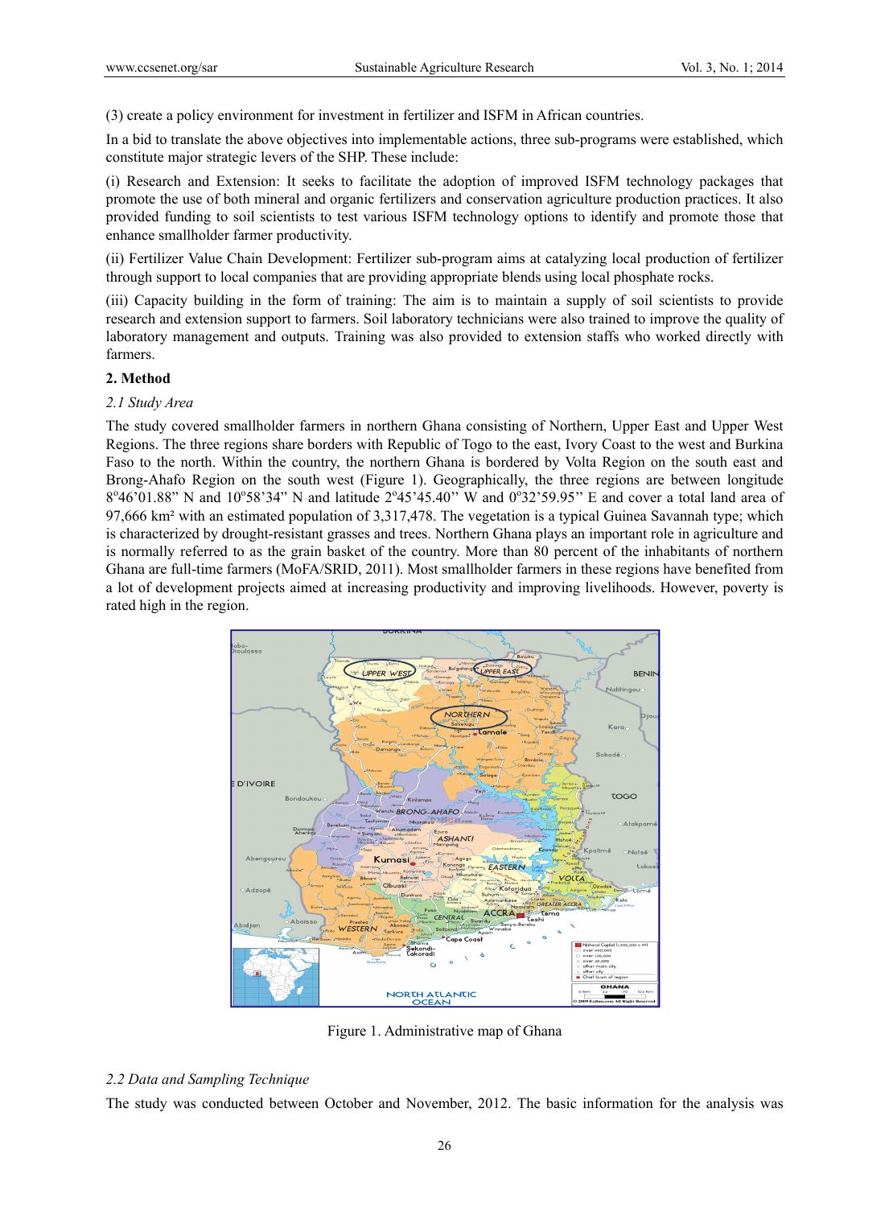(3) create a policy environment for investment in fertilizer and ISFM in African countries.

In a bid to translate the above objectives into implementable actions, three sub-programs were established, which constitute major strategic levers of the SHP. These include:

(i) Research and Extension: It seeks to facilitate the adoption of improved ISFM technology packages that promote the use of both mineral and organic fertilizers and conservation agriculture production practices. It also provided funding to soil scientists to test various ISFM technology options to identify and promote those that enhance smallholder farmer productivity.

(ii) Fertilizer Value Chain Development: Fertilizer sub-program aims at catalyzing local production of fertilizer through support to local companies that are providing appropriate blends using local phosphate rocks.

(iii) Capacity building in the form of training: The aim is to maintain a supply of soil scientists to provide research and extension support to farmers. Soil laboratory technicians were also trained to improve the quality of laboratory management and outputs. Training was also provided to extension staffs who worked directly with farmers.

## 2. Method

### 2.1 Study Area

The study covered smallholder farmers in northern Ghana consisting of Northern, Upper East and Upper West Regions. The three regions share borders with Republic of Togo to the east, Ivory Coast to the west and Burkina Faso to the north. Within the country, the northern Ghana is bordered by Volta Region on the south east and Brong-Ahafo Region on the south west (Figure 1). Geographically, the three regions are between longitude 8°46'01.88" N and 10°58'34" N and latitude 2°45'45.40" W and 0°32'59.95" E and cover a total land area of 97,666 km² with an estimated population of 3,317,478. The vegetation is a typical Guinea Savannah type; which is characterized by drought-resistant grasses and trees. Northern Ghana plays an important role in agriculture and is normally referred to as the grain basket of the country. More than 80 percent of the inhabitants of northern Ghana are full-time farmers (MoFA/SRID, 2011). Most smallholder farmers in these regions have benefited from a lot of development projects aimed at increasing productivity and improving livelihoods. However, poverty is rated high in the region.

Figure 1. Administrative map of Ghana

### 2.2 Data and Sampling Technique

The study was conducted between October and November, 2012. The basic information for the analysis was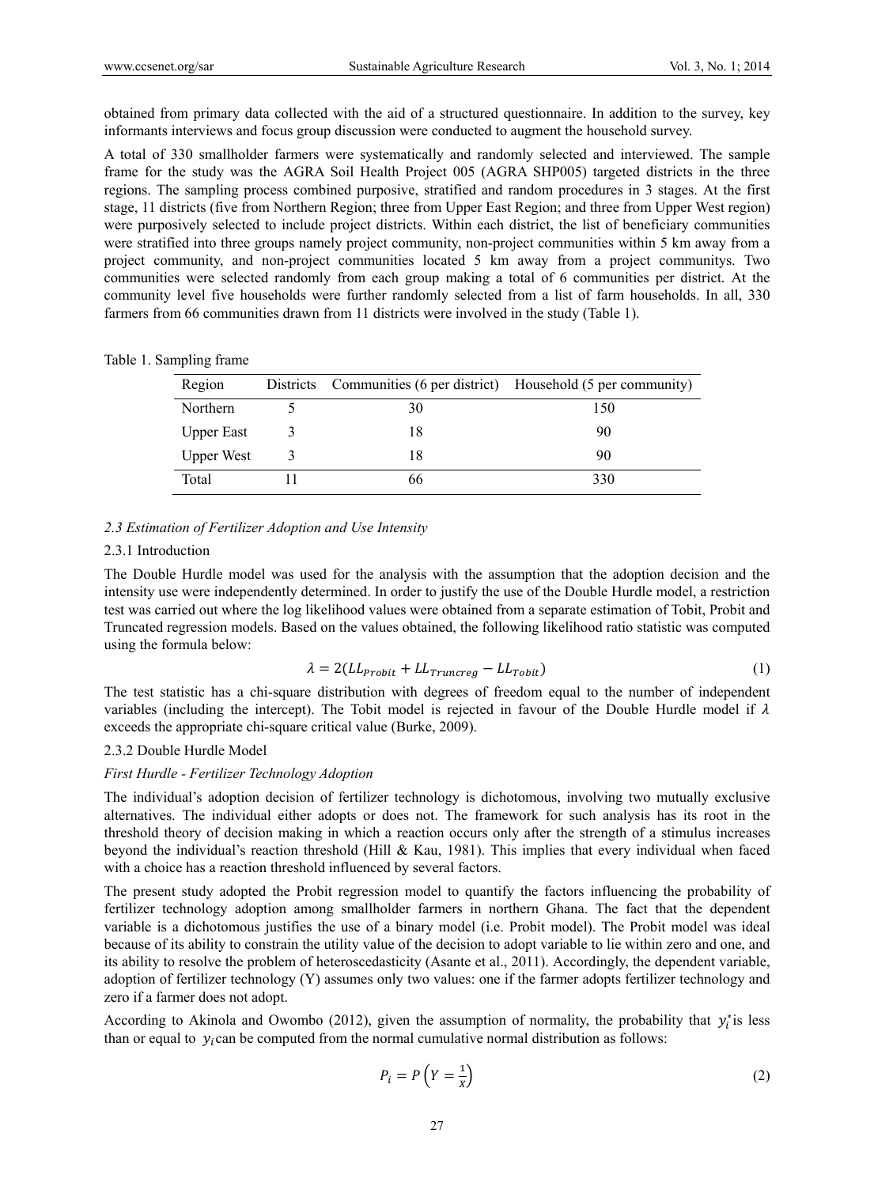obtained from primary data collected with the aid of a structured questionnaire. In addition to the survey, key informants interviews and focus group discussion were conducted to augment the household survey.

A total of 330 smallholder farmers were systematically and randomly selected and interviewed. The sample frame for the study was the AGRA Soil Health Project 005 (AGRA SHP005) targeted districts in the three regions. The sampling process combined purposive, stratified and random procedures in 3 stages. At the first stage, 11 districts (five from Northern Region; three from Upper East Region; and three from Upper West region) were purposively selected to include project districts. Within each district, the list of beneficiary communities were stratified into three groups namely project community, non-project communities within 5 km away from a project community, and non-project communities located 5 km away from a project communitys. Two communities were selected randomly from each group making a total of 6 communities per district. At the community level five households were further randomly selected from a list of farm households. In all, 330 farmers from 66 communities drawn from 11 districts were involved in the study (Table 1).

Table 1. Sampling frame

| Region | Districts | Communities (6 per district) | Household (5 per community) |
|---|---|---|---|
| Northern | 5 | 30 | 150 |
| Upper East | 3 | 18 | 90 |
| Upper West | 3 | 18 | 90 |
| Total | 11 | 66 | 330 |

### *2.3 Estimation of Fertilizer Adoption and Use Intensity*

#### 2.3.1 Introduction

The Double Hurdle model was used for the analysis with the assumption that the adoption decision and the intensity use were independently determined. In order to justify the use of the Double Hurdle model, a restriction test was carried out where the log likelihood values were obtained from a separate estimation of Tobit, Probit and Truncated regression models. Based on the values obtained, the following likelihood ratio statistic was computed using the formula below:

$$\lambda = 2(LL_{Probit} + LL_{Truncreg} - LL_{Tobit}) \tag{1}$$

The test statistic has a chi-square distribution with degrees of freedom equal to the number of independent variables (including the intercept). The Tobit model is rejected in favour of the Double Hurdle model if $\lambda$ exceeds the appropriate chi-square critical value (Burke, 2009).

#### 2.3.2 Double Hurdle Model

*First Hurdle - Fertilizer Technology Adoption*

The individual's adoption decision of fertilizer technology is dichotomous, involving two mutually exclusive alternatives. The individual either adopts or does not. The framework for such analysis has its root in the threshold theory of decision making in which a reaction occurs only after the strength of a stimulus increases beyond the individual's reaction threshold (Hill & Kau, 1981). This implies that every individual when faced with a choice has a reaction threshold influenced by several factors.

The present study adopted the Probit regression model to quantify the factors influencing the probability of fertilizer technology adoption among smallholder farmers in northern Ghana. The fact that the dependent variable is a dichotomous justifies the use of a binary model (i.e. Probit model). The Probit model was ideal because of its ability to constrain the utility value of the decision to adopt variable to lie within zero and one, and its ability to resolve the problem of heteroscedasticity (Asante et al., 2011). Accordingly, the dependent variable, adoption of fertilizer technology (Y) assumes only two values: one if the farmer adopts fertilizer technology and zero if a farmer does not adopt.

According to Akinola and Owombo (2012), given the assumption of normality, the probability that $y_i^*$ is less than or equal to $y_i$ can be computed from the normal cumulative normal distribution as follows:

$$P_i = P\left(Y = \frac{1}{X}\right) \tag{2}$$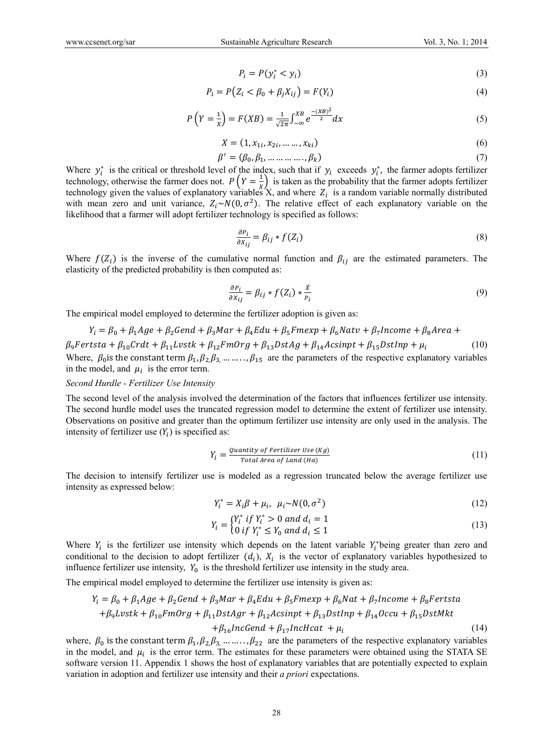$$P_i = P(y_i^* < y_i) \tag{3}$$

$$P_i = P\left(Z_i < \beta_0 + \beta_j X_{ij}\right) = F(Y_i) \tag{4}$$

$$P\left(Y = \frac{1}{X}\right) = F(XB) = \frac{1}{\sqrt{2\pi}}\int_{-\infty}^{XB} e^{\frac{-(XB)^2}{2}} dx \tag{5}$$

$$X = (1, x_{1i}, x_{2i}, \ldots\ldots, x_{ki}) \tag{6}$$

$$\beta' = (\beta_0, \beta_1, \ldots\ldots\ldots\ldots, \beta_k) \tag{7}$$

Where $y_i^*$ is the critical or threshold level of the index, such that if $y_i$ exceeds $y_i^*$, the farmer adopts fertilizer technology, otherwise the farmer does not. $P\left(Y = \frac{1}{X}\right)$ is taken as the probability that the farmer adopts fertilizer technology given the values of explanatory variables X, and where $Z_i$ is a random variable normally distributed with mean zero and unit variance, $Z_i \sim N(0, \sigma^2)$. The relative effect of each explanatory variable on the likelihood that a farmer will adopt fertilizer technology is specified as follows:

$$\frac{\partial P_i}{\partial X_{ij}} = \beta_{ij} * f(Z_i) \tag{8}$$

Where $f(Z_i)$ is the inverse of the cumulative normal function and $\beta_{ij}$ are the estimated parameters. The elasticity of the predicted probability is then computed as:

$$\frac{\partial P_i}{\partial X_{ij}} = \beta_{ij} * f(Z_i) * \frac{\bar{X}}{P_i} \tag{9}$$

The empirical model employed to determine the fertilizer adoption is given as:

$$Y_i = \beta_0 + \beta_1 Age + \beta_2 Gend + \beta_3 Mar + \beta_4 Edu + \beta_5 Fmexp + \beta_6 Natv + \beta_7 Income + \beta_8 Area + \beta_9 Fertsta + \beta_{10} Crdt + \beta_{11} Lvstk + \beta_{12} FmOrg + \beta_{13} DstAg + \beta_{14} Acsinpt + \beta_{15} DstInp + \mu_i \tag{10}$$

Where, $\beta_0$ is the constant term $\beta_1, \beta_2, \beta_3, \ldots\ldots, \beta_{15}$ are the parameters of the respective explanatory variables in the model, and $\mu_i$ is the error term.

*Second Hurdle - Fertilizer Use Intensity*

The second level of the analysis involved the determination of the factors that influences fertilizer use intensity. The second hurdle model uses the truncated regression model to determine the extent of fertilizer use intensity. Observations on positive and greater than the optimum fertilizer use intensity are only used in the analysis. The intensity of fertilizer use ($Y_i$) is specified as:

$$Y_i = \frac{Quantity\ of\ Fertilizer\ Use\ (Kg)}{Total\ Area\ of\ Land\ (Ha)} \tag{11}$$

The decision to intensify fertilizer use is modeled as a regression truncated below the average fertilizer use intensity as expressed below:

$$Y_i^* = X_i\beta + \mu_i,\ \ \mu_i \sim N(0, \sigma^2) \tag{12}$$

$$Y_i = \begin{cases} Y_i^*\ if\ Y_i^* > 0\ and\ d_i = 1 \\ 0\ if\ Y_i^* \leq Y_0\ and\ d_i \leq 1 \end{cases} \tag{13}$$

Where $Y_i$ is the fertilizer use intensity which depends on the latent variable $Y_i^*$ being greater than zero and conditional to the decision to adopt fertilizer ($d_i$), $X_i$ is the vector of explanatory variables hypothesized to influence fertilizer use intensity, $Y_0$ is the threshold fertilizer use intensity in the study area.

The empirical model employed to determine the fertilizer use intensity is given as:

$$Y_i = \beta_0 + \beta_1 Age + \beta_2 Gend + \beta_3 Mar + \beta_4 Edu + \beta_5 Fmexp + \beta_6 Nat + \beta_7 Income + \beta_8 Fertsta + \beta_9 Lvstk + \beta_{10} FmOrg + \beta_{11} DstAgr + \beta_{12} Acsinpt + \beta_{13} DstInp + \beta_{14} Occu + \beta_{15} DstMkt + \beta_{16} IncGend + \beta_{17} IncHcat + \mu_i \tag{14}$$

where, $\beta_0$ is the constant term $\beta_1, \beta_2, \beta_3, \ldots\ldots, \beta_{22}$ are the parameters of the respective explanatory variables in the model, and $\mu_i$ is the error term. The estimates for these parameters were obtained using the STATA SE software version 11. Appendix 1 shows the host of explanatory variables that are potentially expected to explain variation in adoption and fertilizer use intensity and their *a priori* expectations.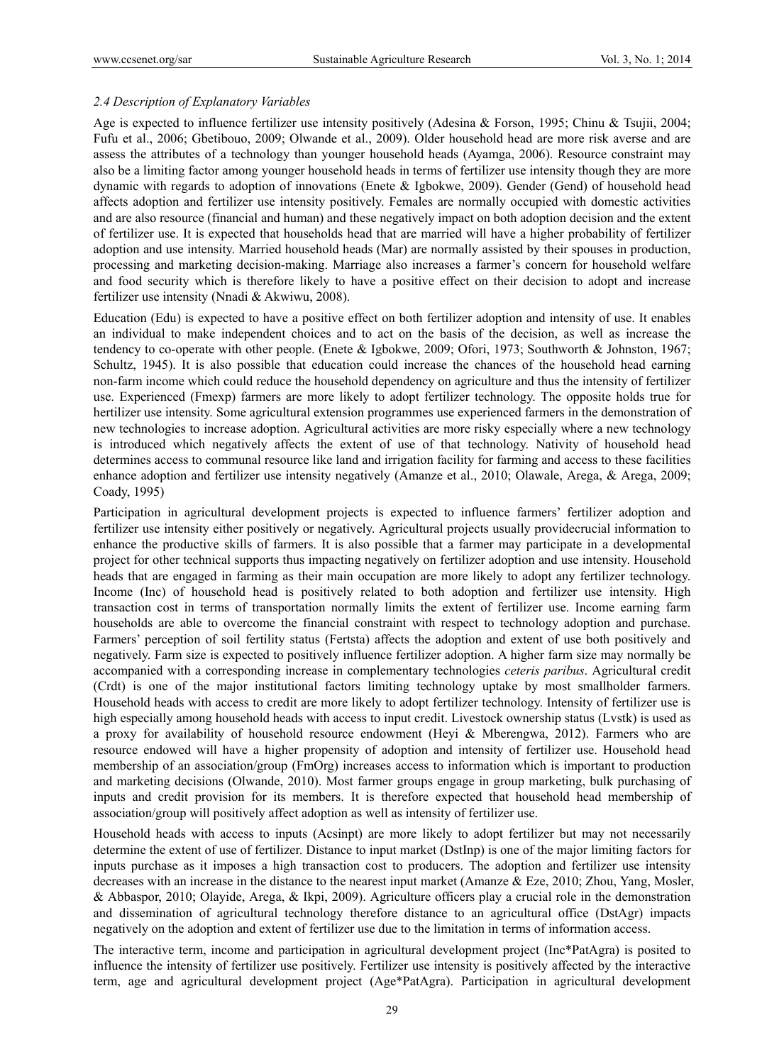### *2.4 Description of Explanatory Variables*

Age is expected to influence fertilizer use intensity positively (Adesina & Forson, 1995; Chinu & Tsujii, 2004; Fufu et al., 2006; Gbetibouo, 2009; Olwande et al., 2009). Older household head are more risk averse and are assess the attributes of a technology than younger household heads (Ayamga, 2006). Resource constraint may also be a limiting factor among younger household heads in terms of fertilizer use intensity though they are more dynamic with regards to adoption of innovations (Enete & Igbokwe, 2009). Gender (Gend) of household head affects adoption and fertilizer use intensity positively. Females are normally occupied with domestic activities and are also resource (financial and human) and these negatively impact on both adoption decision and the extent of fertilizer use. It is expected that households head that are married will have a higher probability of fertilizer adoption and use intensity. Married household heads (Mar) are normally assisted by their spouses in production, processing and marketing decision-making. Marriage also increases a farmer's concern for household welfare and food security which is therefore likely to have a positive effect on their decision to adopt and increase fertilizer use intensity (Nnadi & Akwiwu, 2008).

Education (Edu) is expected to have a positive effect on both fertilizer adoption and intensity of use. It enables an individual to make independent choices and to act on the basis of the decision, as well as increase the tendency to co-operate with other people. (Enete & Igbokwe, 2009; Ofori, 1973; Southworth & Johnston, 1967; Schultz, 1945). It is also possible that education could increase the chances of the household head earning non-farm income which could reduce the household dependency on agriculture and thus the intensity of fertilizer use. Experienced (Fmexp) farmers are more likely to adopt fertilizer technology. The opposite holds true for hertilizer use intensity. Some agricultural extension programmes use experienced farmers in the demonstration of new technologies to increase adoption. Agricultural activities are more risky especially where a new technology is introduced which negatively affects the extent of use of that technology. Nativity of household head determines access to communal resource like land and irrigation facility for farming and access to these facilities enhance adoption and fertilizer use intensity negatively (Amanze et al., 2010; Olawale, Arega, & Arega, 2009; Coady, 1995)

Participation in agricultural development projects is expected to influence farmers' fertilizer adoption and fertilizer use intensity either positively or negatively. Agricultural projects usually providecrucial information to enhance the productive skills of farmers. It is also possible that a farmer may participate in a developmental project for other technical supports thus impacting negatively on fertilizer adoption and use intensity. Household heads that are engaged in farming as their main occupation are more likely to adopt any fertilizer technology. Income (Inc) of household head is positively related to both adoption and fertilizer use intensity. High transaction cost in terms of transportation normally limits the extent of fertilizer use. Income earning farm households are able to overcome the financial constraint with respect to technology adoption and purchase. Farmers' perception of soil fertility status (Fertsta) affects the adoption and extent of use both positively and negatively. Farm size is expected to positively influence fertilizer adoption. A higher farm size may normally be accompanied with a corresponding increase in complementary technologies *ceteris paribus*. Agricultural credit (Crdt) is one of the major institutional factors limiting technology uptake by most smallholder farmers. Household heads with access to credit are more likely to adopt fertilizer technology. Intensity of fertilizer use is high especially among household heads with access to input credit. Livestock ownership status (Lvstk) is used as a proxy for availability of household resource endowment (Heyi & Mberengwa, 2012). Farmers who are resource endowed will have a higher propensity of adoption and intensity of fertilizer use. Household head membership of an association/group (FmOrg) increases access to information which is important to production and marketing decisions (Olwande, 2010). Most farmer groups engage in group marketing, bulk purchasing of inputs and credit provision for its members. It is therefore expected that household head membership of association/group will positively affect adoption as well as intensity of fertilizer use.

Household heads with access to inputs (Acsinpt) are more likely to adopt fertilizer but may not necessarily determine the extent of use of fertilizer. Distance to input market (DstInp) is one of the major limiting factors for inputs purchase as it imposes a high transaction cost to producers. The adoption and fertilizer use intensity decreases with an increase in the distance to the nearest input market (Amanze & Eze, 2010; Zhou, Yang, Mosler, & Abbaspor, 2010; Olayide, Arega, & Ikpi, 2009). Agriculture officers play a crucial role in the demonstration and dissemination of agricultural technology therefore distance to an agricultural office (DstAgr) impacts negatively on the adoption and extent of fertilizer use due to the limitation in terms of information access.

The interactive term, income and participation in agricultural development project (Inc*PatAgra) is posited to influence the intensity of fertilizer use positively. Fertilizer use intensity is positively affected by the interactive term, age and agricultural development project (Age*PatAgra). Participation in agricultural development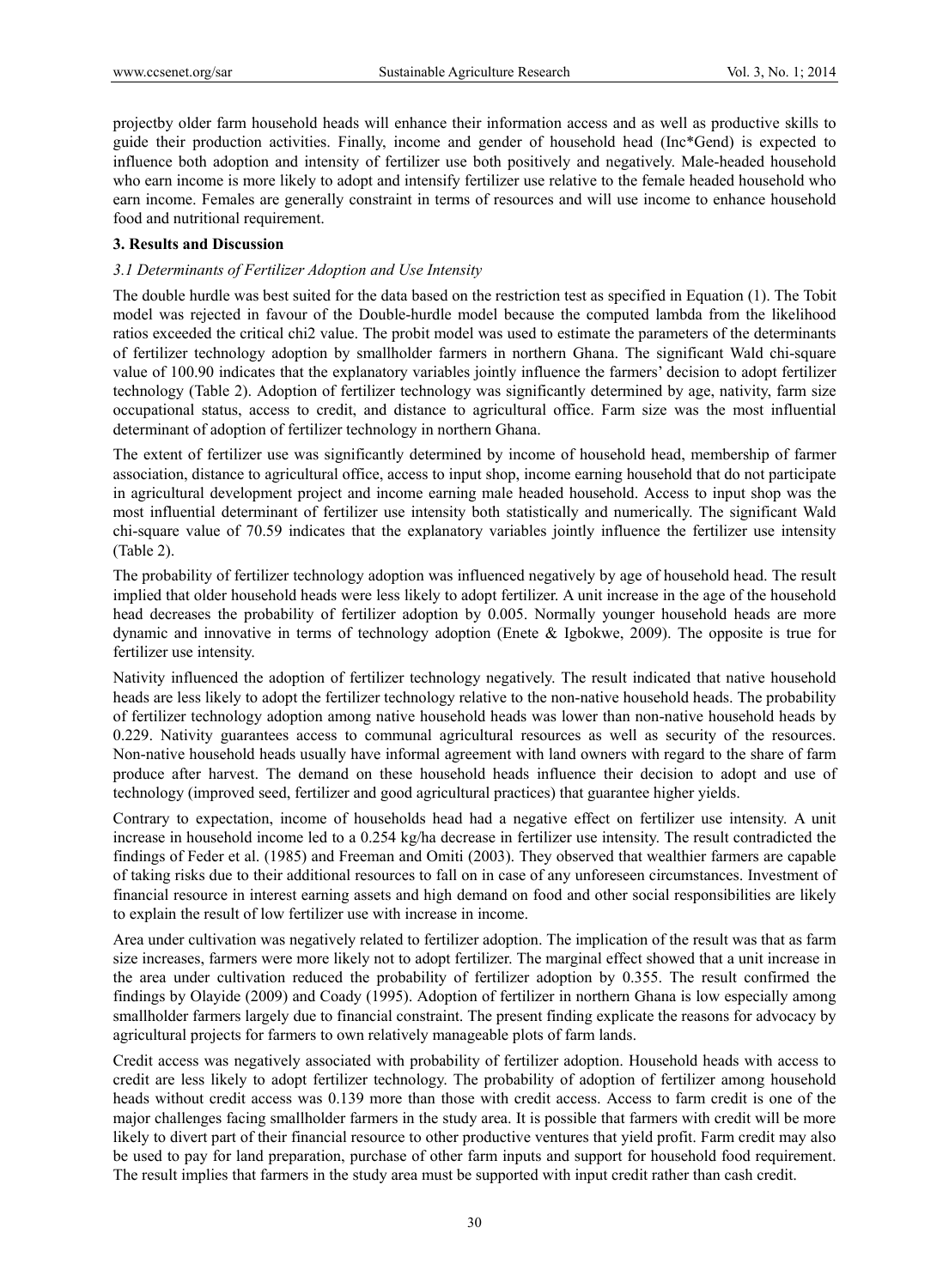projectby older farm household heads will enhance their information access and as well as productive skills to guide their production activities. Finally, income and gender of household head (Inc*Gend) is expected to influence both adoption and intensity of fertilizer use both positively and negatively. Male-headed household who earn income is more likely to adopt and intensify fertilizer use relative to the female headed household who earn income. Females are generally constraint in terms of resources and will use income to enhance household food and nutritional requirement.

## 3. Results and Discussion

### *3.1 Determinants of Fertilizer Adoption and Use Intensity*

The double hurdle was best suited for the data based on the restriction test as specified in Equation (1). The Tobit model was rejected in favour of the Double-hurdle model because the computed lambda from the likelihood ratios exceeded the critical chi2 value. The probit model was used to estimate the parameters of the determinants of fertilizer technology adoption by smallholder farmers in northern Ghana. The significant Wald chi-square value of 100.90 indicates that the explanatory variables jointly influence the farmers' decision to adopt fertilizer technology (Table 2). Adoption of fertilizer technology was significantly determined by age, nativity, farm size occupational status, access to credit, and distance to agricultural office. Farm size was the most influential determinant of adoption of fertilizer technology in northern Ghana.

The extent of fertilizer use was significantly determined by income of household head, membership of farmer association, distance to agricultural office, access to input shop, income earning household that do not participate in agricultural development project and income earning male headed household. Access to input shop was the most influential determinant of fertilizer use intensity both statistically and numerically. The significant Wald chi-square value of 70.59 indicates that the explanatory variables jointly influence the fertilizer use intensity (Table 2).

The probability of fertilizer technology adoption was influenced negatively by age of household head. The result implied that older household heads were less likely to adopt fertilizer. A unit increase in the age of the household head decreases the probability of fertilizer adoption by 0.005. Normally younger household heads are more dynamic and innovative in terms of technology adoption (Enete & Igbokwe, 2009). The opposite is true for fertilizer use intensity.

Nativity influenced the adoption of fertilizer technology negatively. The result indicated that native household heads are less likely to adopt the fertilizer technology relative to the non-native household heads. The probability of fertilizer technology adoption among native household heads was lower than non-native household heads by 0.229. Nativity guarantees access to communal agricultural resources as well as security of the resources. Non-native household heads usually have informal agreement with land owners with regard to the share of farm produce after harvest. The demand on these household heads influence their decision to adopt and use of technology (improved seed, fertilizer and good agricultural practices) that guarantee higher yields.

Contrary to expectation, income of households head had a negative effect on fertilizer use intensity. A unit increase in household income led to a 0.254 kg/ha decrease in fertilizer use intensity. The result contradicted the findings of Feder et al. (1985) and Freeman and Omiti (2003). They observed that wealthier farmers are capable of taking risks due to their additional resources to fall on in case of any unforeseen circumstances. Investment of financial resource in interest earning assets and high demand on food and other social responsibilities are likely to explain the result of low fertilizer use with increase in income.

Area under cultivation was negatively related to fertilizer adoption. The implication of the result was that as farm size increases, farmers were more likely not to adopt fertilizer. The marginal effect showed that a unit increase in the area under cultivation reduced the probability of fertilizer adoption by 0.355. The result confirmed the findings by Olayide (2009) and Coady (1995). Adoption of fertilizer in northern Ghana is low especially among smallholder farmers largely due to financial constraint. The present finding explicate the reasons for advocacy by agricultural projects for farmers to own relatively manageable plots of farm lands.

Credit access was negatively associated with probability of fertilizer adoption. Household heads with access to credit are less likely to adopt fertilizer technology. The probability of adoption of fertilizer among household heads without credit access was 0.139 more than those with credit access. Access to farm credit is one of the major challenges facing smallholder farmers in the study area. It is possible that farmers with credit will be more likely to divert part of their financial resource to other productive ventures that yield profit. Farm credit may also be used to pay for land preparation, purchase of other farm inputs and support for household food requirement. The result implies that farmers in the study area must be supported with input credit rather than cash credit.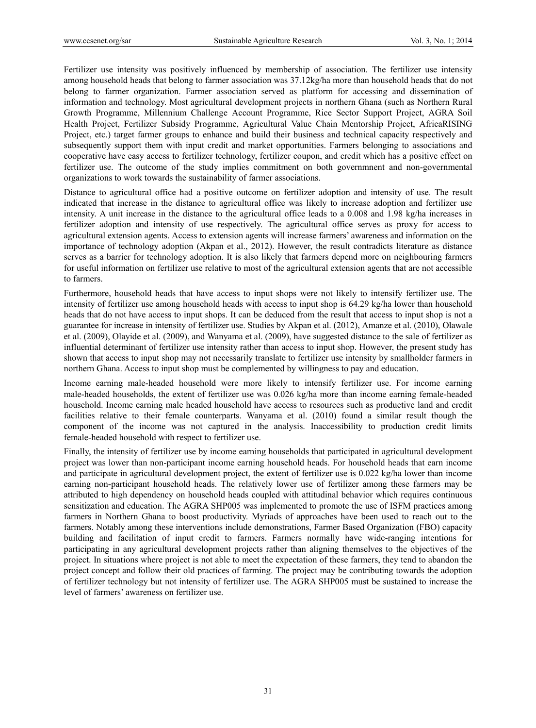Fertilizer use intensity was positively influenced by membership of association. The fertilizer use intensity among household heads that belong to farmer association was 37.12kg/ha more than household heads that do not belong to farmer organization. Farmer association served as platform for accessing and dissemination of information and technology. Most agricultural development projects in northern Ghana (such as Northern Rural Growth Programme, Millennium Challenge Account Programme, Rice Sector Support Project, AGRA Soil Health Project, Fertilizer Subsidy Programme, Agricultural Value Chain Mentorship Project, AfricaRISING Project, etc.) target farmer groups to enhance and build their business and technical capacity respectively and subsequently support them with input credit and market opportunities. Farmers belonging to associations and cooperative have easy access to fertilizer technology, fertilizer coupon, and credit which has a positive effect on fertilizer use. The outcome of the study implies commitment on both governmnent and non-governmental organizations to work towards the sustainability of farmer associations.

Distance to agricultural office had a positive outcome on fertilizer adoption and intensity of use. The result indicated that increase in the distance to agricultural office was likely to increase adoption and fertilizer use intensity. A unit increase in the distance to the agricultural office leads to a 0.008 and 1.98 kg/ha increases in fertilizer adoption and intensity of use respectively. The agricultural office serves as proxy for access to agricultural extension agents. Access to extension agents will increase farmers' awareness and information on the importance of technology adoption (Akpan et al., 2012). However, the result contradicts literature as distance serves as a barrier for technology adoption. It is also likely that farmers depend more on neighbouring farmers for useful information on fertilizer use relative to most of the agricultural extension agents that are not accessible to farmers.

Furthermore, household heads that have access to input shops were not likely to intensify fertilizer use. The intensity of fertilizer use among household heads with access to input shop is 64.29 kg/ha lower than household heads that do not have access to input shops. It can be deduced from the result that access to input shop is not a guarantee for increase in intensity of fertilizer use. Studies by Akpan et al. (2012), Amanze et al. (2010), Olawale et al. (2009), Olayide et al. (2009), and Wanyama et al. (2009), have suggested distance to the sale of fertilizer as influential determinant of fertilizer use intensity rather than access to input shop. However, the present study has shown that access to input shop may not necessarily translate to fertilizer use intensity by smallholder farmers in northern Ghana. Access to input shop must be complemented by willingness to pay and education.

Income earning male-headed household were more likely to intensify fertilizer use. For income earning male-headed households, the extent of fertilizer use was 0.026 kg/ha more than income earning female-headed household. Income earning male headed household have access to resources such as productive land and credit facilities relative to their female counterparts. Wanyama et al. (2010) found a similar result though the component of the income was not captured in the analysis. Inaccessibility to production credit limits female-headed household with respect to fertilizer use.

Finally, the intensity of fertilizer use by income earning households that participated in agricultural development project was lower than non-participant income earning household heads. For household heads that earn income and participate in agricultural development project, the extent of fertilizer use is 0.022 kg/ha lower than income earning non-participant household heads. The relatively lower use of fertilizer among these farmers may be attributed to high dependency on household heads coupled with attitudinal behavior which requires continuous sensitization and education. The AGRA SHP005 was implemented to promote the use of ISFM practices among farmers in Northern Ghana to boost productivity. Myriads of approaches have been used to reach out to the farmers. Notably among these interventions include demonstrations, Farmer Based Organization (FBO) capacity building and facilitation of input credit to farmers. Farmers normally have wide-ranging intentions for participating in any agricultural development projects rather than aligning themselves to the objectives of the project. In situations where project is not able to meet the expectation of these farmers, they tend to abandon the project concept and follow their old practices of farming. The project may be contributing towards the adoption of fertilizer technology but not intensity of fertilizer use. The AGRA SHP005 must be sustained to increase the level of farmers' awareness on fertilizer use.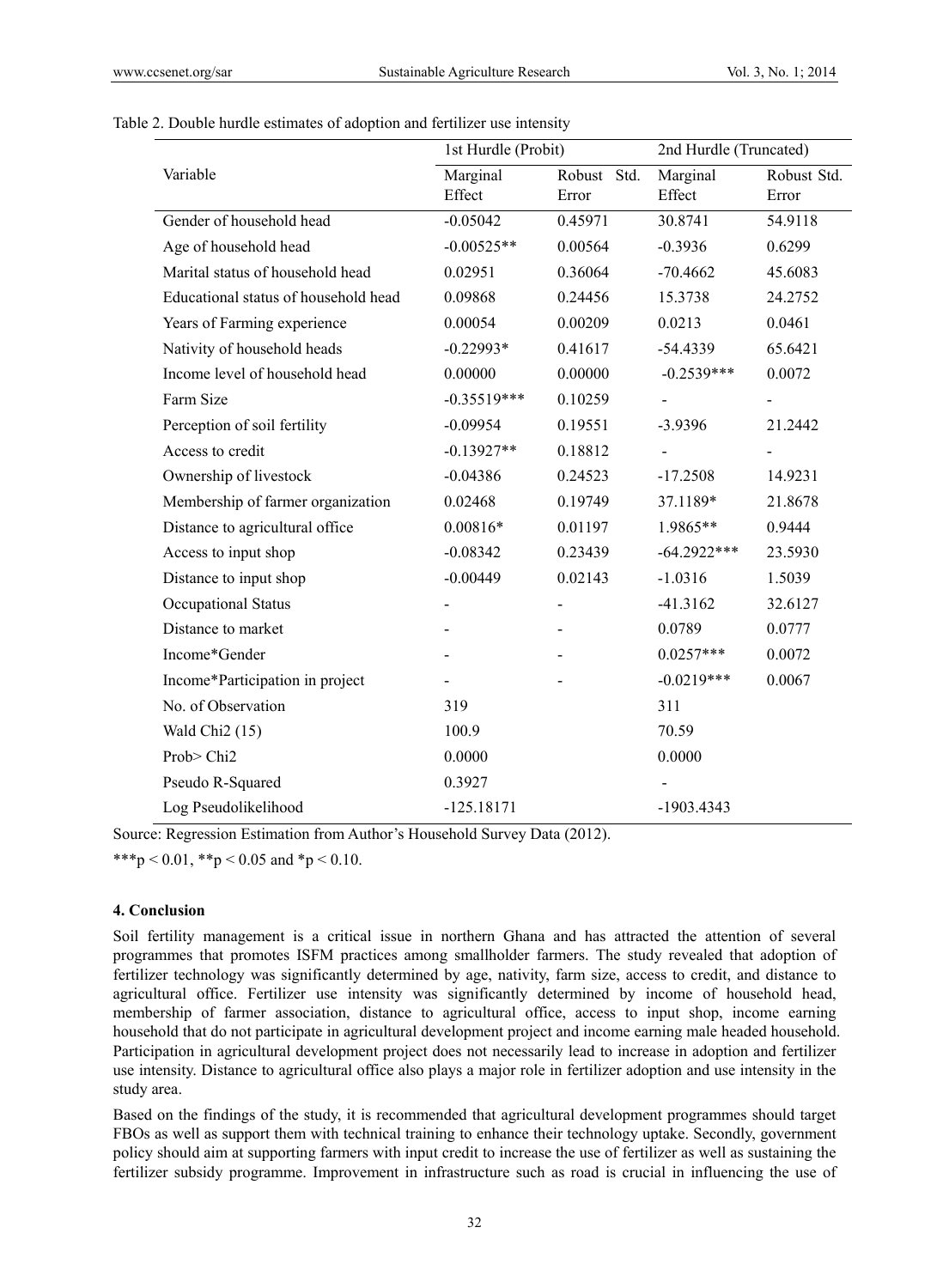Table 2. Double hurdle estimates of adoption and fertilizer use intensity

| Variable | 1st Hurdle (Probit) | | 2nd Hurdle (Truncated) | |
|---|---|---|---|---|
| | Marginal Effect | Robust Std. Error | Marginal Effect | Robust Std. Error |
| Gender of household head | -0.05042 | 0.45971 | 30.8741 | 54.9118 |
| Age of household head | -0.00525** | 0.00564 | -0.3936 | 0.6299 |
| Marital status of household head | 0.02951 | 0.36064 | -70.4662 | 45.6083 |
| Educational status of household head | 0.09868 | 0.24456 | 15.3738 | 24.2752 |
| Years of Farming experience | 0.00054 | 0.00209 | 0.0213 | 0.0461 |
| Nativity of household heads | -0.22993* | 0.41617 | -54.4339 | 65.6421 |
| Income level of household head | 0.00000 | 0.00000 | -0.2539*** | 0.0072 |
| Farm Size | -0.35519*** | 0.10259 | - | - |
| Perception of soil fertility | -0.09954 | 0.19551 | -3.9396 | 21.2442 |
| Access to credit | -0.13927** | 0.18812 | - | - |
| Ownership of livestock | -0.04386 | 0.24523 | -17.2508 | 14.9231 |
| Membership of farmer organization | 0.02468 | 0.19749 | 37.1189* | 21.8678 |
| Distance to agricultural office | 0.00816* | 0.01197 | 1.9865** | 0.9444 |
| Access to input shop | -0.08342 | 0.23439 | -64.2922*** | 23.5930 |
| Distance to input shop | -0.00449 | 0.02143 | -1.0316 | 1.5039 |
| Occupational Status | - | - | -41.3162 | 32.6127 |
| Distance to market | - | - | 0.0789 | 0.0777 |
| Income*Gender | - | - | 0.0257*** | 0.0072 |
| Income*Participation in project | - | - | -0.0219*** | 0.0067 |
| No. of Observation | 319 | | 311 | |
| Wald Chi2 (15) | 100.9 | | 70.59 | |
| Prob> Chi2 | 0.0000 | | 0.0000 | |
| Pseudo R-Squared | 0.3927 | | - | |
| Log Pseudolikelihood | -125.18171 | | -1903.4343 | |

Source: Regression Estimation from Author's Household Survey Data (2012).

***$p < 0.01$, **$p < 0.05$ and *$p < 0.10$.

## 4. Conclusion

Soil fertility management is a critical issue in northern Ghana and has attracted the attention of several programmes that promotes ISFM practices among smallholder farmers. The study revealed that adoption of fertilizer technology was significantly determined by age, nativity, farm size, access to credit, and distance to agricultural office. Fertilizer use intensity was significantly determined by income of household head, membership of farmer association, distance to agricultural office, access to input shop, income earning household that do not participate in agricultural development project and income earning male headed household. Participation in agricultural development project does not necessarily lead to increase in adoption and fertilizer use intensity. Distance to agricultural office also plays a major role in fertilizer adoption and use intensity in the study area.

Based on the findings of the study, it is recommended that agricultural development programmes should target FBOs as well as support them with technical training to enhance their technology uptake. Secondly, government policy should aim at supporting farmers with input credit to increase the use of fertilizer as well as sustaining the fertilizer subsidy programme. Improvement in infrastructure such as road is crucial in influencing the use of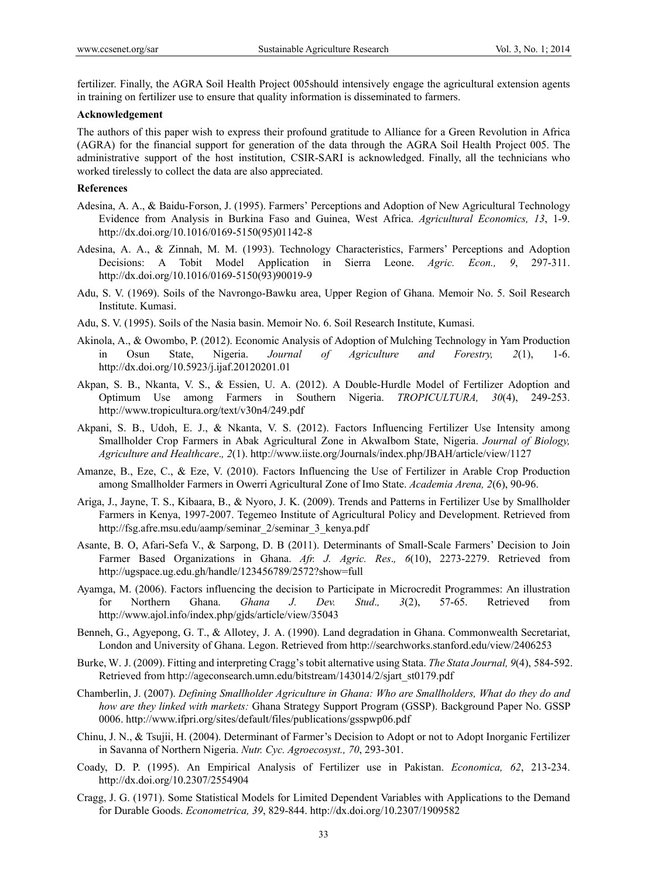fertilizer. Finally, the AGRA Soil Health Project 005should intensively engage the agricultural extension agents in training on fertilizer use to ensure that quality information is disseminated to farmers.

**Acknowledgement**

The authors of this paper wish to express their profound gratitude to Alliance for a Green Revolution in Africa (AGRA) for the financial support for generation of the data through the AGRA Soil Health Project 005. The administrative support of the host institution, CSIR-SARI is acknowledged. Finally, all the technicians who worked tirelessly to collect the data are also appreciated.

**References**

Adesina, A. A., & Baidu-Forson, J. (1995). Farmers' Perceptions and Adoption of New Agricultural Technology Evidence from Analysis in Burkina Faso and Guinea, West Africa. *Agricultural Economics, 13*, 1-9. http://dx.doi.org/10.1016/0169-5150(95)01142-8

Adesina, A. A., & Zinnah, M. M. (1993). Technology Characteristics, Farmers' Perceptions and Adoption Decisions: A Tobit Model Application in Sierra Leone. *Agric. Econ., 9*, 297-311. http://dx.doi.org/10.1016/0169-5150(93)90019-9

Adu, S. V. (1969). Soils of the Navrongo-Bawku area, Upper Region of Ghana. Memoir No. 5. Soil Research Institute. Kumasi.

Adu, S. V. (1995). Soils of the Nasia basin. Memoir No. 6. Soil Research Institute, Kumasi.

Akinola, A., & Owombo, P. (2012). Economic Analysis of Adoption of Mulching Technology in Yam Production in Osun State, Nigeria. *Journal of Agriculture and Forestry, 2*(1), 1-6. http://dx.doi.org/10.5923/j.ijaf.20120201.01

Akpan, S. B., Nkanta, V. S., & Essien, U. A. (2012). A Double-Hurdle Model of Fertilizer Adoption and Optimum Use among Farmers in Southern Nigeria. *TROPICULTURA, 30*(4), 249-253. http://www.tropicultura.org/text/v30n4/249.pdf

Akpani, S. B., Udoh, E. J., & Nkanta, V. S. (2012). Factors Influencing Fertilizer Use Intensity among Smallholder Crop Farmers in Abak Agricultural Zone in AkwaIbom State, Nigeria. *Journal of Biology, Agriculture and Healthcare., 2*(1). http://www.iiste.org/Journals/index.php/JBAH/article/view/1127

Amanze, B., Eze, C., & Eze, V. (2010). Factors Influencing the Use of Fertilizer in Arable Crop Production among Smallholder Farmers in Owerri Agricultural Zone of Imo State. *Academia Arena, 2*(6), 90-96.

Ariga, J., Jayne, T. S., Kibaara, B., & Nyoro, J. K. (2009). Trends and Patterns in Fertilizer Use by Smallholder Farmers in Kenya, 1997-2007. Tegemeo Institute of Agricultural Policy and Development. Retrieved from http://fsg.afre.msu.edu/aamp/seminar_2/seminar_3_kenya.pdf

Asante, B. O, Afari-Sefa V., & Sarpong, D. B (2011). Determinants of Small-Scale Farmers' Decision to Join Farmer Based Organizations in Ghana. *Afr. J. Agric. Res., 6*(10), 2273-2279. Retrieved from http://ugspace.ug.edu.gh/handle/123456789/2572?show=full

Ayamga, M. (2006). Factors influencing the decision to Participate in Microcredit Programmes: An illustration for Northern Ghana. *Ghana J. Dev. Stud., 3*(2), 57-65. Retrieved from http://www.ajol.info/index.php/gjds/article/view/35043

Benneh, G., Agyepong, G. T., & Allotey, J. A. (1990). Land degradation in Ghana. Commonwealth Secretariat, London and University of Ghana. Legon. Retrieved from http://searchworks.stanford.edu/view/2406253

Burke, W. J. (2009). Fitting and interpreting Cragg's tobit alternative using Stata. *The Stata Journal, 9*(4), 584-592. Retrieved from http://ageconsearch.umn.edu/bitstream/143014/2/sjart_st0179.pdf

Chamberlin, J. (2007). *Defining Smallholder Agriculture in Ghana: Who are Smallholders, What do they do and how are they linked with markets:* Ghana Strategy Support Program (GSSP). Background Paper No. GSSP 0006. http://www.ifpri.org/sites/default/files/publications/gsspwp06.pdf

Chinu, J. N., & Tsujii, H. (2004). Determinant of Farmer's Decision to Adopt or not to Adopt Inorganic Fertilizer in Savanna of Northern Nigeria. *Nutr. Cyc. Agroecosyst., 70*, 293-301.

Coady, D. P. (1995). An Empirical Analysis of Fertilizer use in Pakistan. *Economica, 62*, 213-234. http://dx.doi.org/10.2307/2554904

Cragg, J. G. (1971). Some Statistical Models for Limited Dependent Variables with Applications to the Demand for Durable Goods. *Econometrica, 39*, 829-844. http://dx.doi.org/10.2307/1909582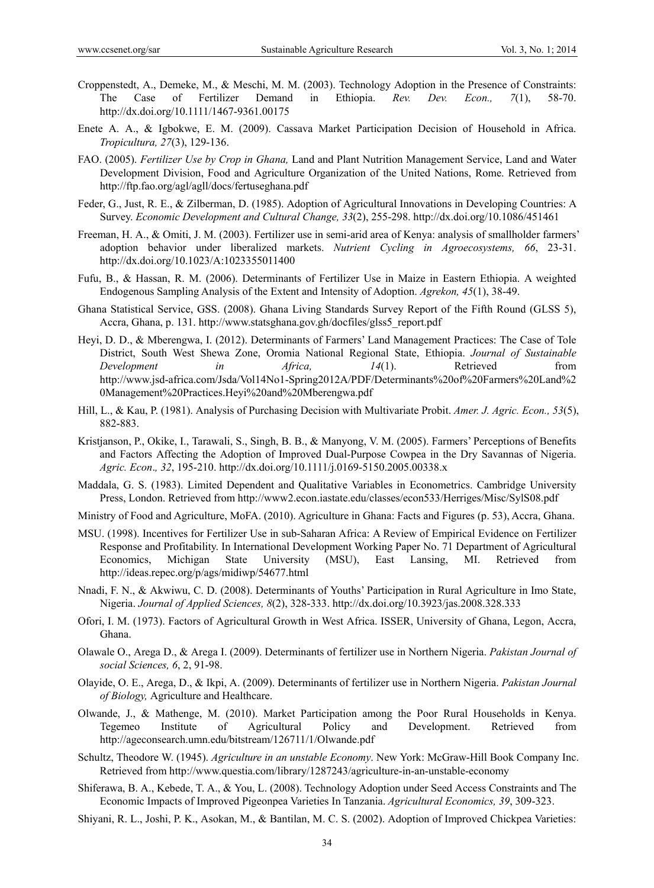Croppenstedt, A., Demeke, M., & Meschi, M. M. (2003). Technology Adoption in the Presence of Constraints: The Case of Fertilizer Demand in Ethiopia. *Rev. Dev. Econ., 7*(1), 58-70. http://dx.doi.org/10.1111/1467-9361.00175

Enete A. A., & Igbokwe, E. M. (2009). Cassava Market Participation Decision of Household in Africa. *Tropicultura, 27*(3), 129-136.

FAO. (2005). *Fertilizer Use by Crop in Ghana,* Land and Plant Nutrition Management Service, Land and Water Development Division, Food and Agriculture Organization of the United Nations, Rome. Retrieved from http://ftp.fao.org/agl/agll/docs/fertuseghana.pdf

Feder, G., Just, R. E., & Zilberman, D. (1985). Adoption of Agricultural Innovations in Developing Countries: A Survey. *Economic Development and Cultural Change, 33*(2), 255-298. http://dx.doi.org/10.1086/451461

Freeman, H. A., & Omiti, J. M. (2003). Fertilizer use in semi-arid area of Kenya: analysis of smallholder farmers' adoption behavior under liberalized markets. *Nutrient Cycling in Agroecosystems, 66*, 23-31. http://dx.doi.org/10.1023/A:1023355011400

Fufu, B., & Hassan, R. M. (2006). Determinants of Fertilizer Use in Maize in Eastern Ethiopia. A weighted Endogenous Sampling Analysis of the Extent and Intensity of Adoption. *Agrekon, 45*(1), 38-49.

Ghana Statistical Service, GSS. (2008). Ghana Living Standards Survey Report of the Fifth Round (GLSS 5), Accra, Ghana, p. 131. http://www.statsghana.gov.gh/docfiles/glss5_report.pdf

Heyi, D. D., & Mberengwa, I. (2012). Determinants of Farmers' Land Management Practices: The Case of Tole District, South West Shewa Zone, Oromia National Regional State, Ethiopia. *Journal of Sustainable Development in Africa, 14*(1). Retrieved from http://www.jsd-africa.com/Jsda/Vol14No1-Spring2012A/PDF/Determinants%20of%20Farmers%20Land%20Management%20Practices.Heyi%20and%20Mberengwa.pdf

Hill, L., & Kau, P. (1981). Analysis of Purchasing Decision with Multivariate Probit. *Amer. J. Agric. Econ., 53*(5), 882-883.

Kristjanson, P., Okike, I., Tarawali, S., Singh, B. B., & Manyong, V. M. (2005). Farmers' Perceptions of Benefits and Factors Affecting the Adoption of Improved Dual-Purpose Cowpea in the Dry Savannas of Nigeria. *Agric. Econ„ 32*, 195-210. http://dx.doi.org/10.1111/j.0169-5150.2005.00338.x

Maddala, G. S. (1983). Limited Dependent and Qualitative Variables in Econometrics. Cambridge University Press, London. Retrieved from http://www2.econ.iastate.edu/classes/econ533/Herriges/Misc/SylS08.pdf

Ministry of Food and Agriculture, MoFA. (2010). Agriculture in Ghana: Facts and Figures (p. 53), Accra, Ghana.

MSU. (1998). Incentives for Fertilizer Use in sub-Saharan Africa: A Review of Empirical Evidence on Fertilizer Response and Profitability. In International Development Working Paper No. 71 Department of Agricultural Economics, Michigan State University (MSU), East Lansing, MI. Retrieved from http://ideas.repec.org/p/ags/midiwp/54677.html

Nnadi, F. N., & Akwiwu, C. D. (2008). Determinants of Youths' Participation in Rural Agriculture in Imo State, Nigeria. *Journal of Applied Sciences, 8*(2), 328-333. http://dx.doi.org/10.3923/jas.2008.328.333

Ofori, I. M. (1973). Factors of Agricultural Growth in West Africa. ISSER, University of Ghana, Legon, Accra, Ghana.

Olawale O., Arega D., & Arega I. (2009). Determinants of fertilizer use in Northern Nigeria. *Pakistan Journal of social Sciences, 6*, 2, 91-98.

Olayide, O. E., Arega, D., & Ikpi, A. (2009). Determinants of fertilizer use in Northern Nigeria. *Pakistan Journal of Biology,* Agriculture and Healthcare.

Olwande, J., & Mathenge, M. (2010). Market Participation among the Poor Rural Households in Kenya. Tegemeo Institute of Agricultural Policy and Development. Retrieved from http://ageconsearch.umn.edu/bitstream/126711/1/Olwande.pdf

Schultz, Theodore W. (1945). *Agriculture in an unstable Economy*. New York: McGraw-Hill Book Company Inc. Retrieved from http://www.questia.com/library/1287243/agriculture-in-an-unstable-economy

Shiferawa, B. A., Kebede, T. A., & You, L. (2008). Technology Adoption under Seed Access Constraints and The Economic Impacts of Improved Pigeonpea Varieties In Tanzania. *Agricultural Economics, 39*, 309-323.

Shiyani, R. L., Joshi, P. K., Asokan, M., & Bantilan, M. C. S. (2002). Adoption of Improved Chickpea Varieties: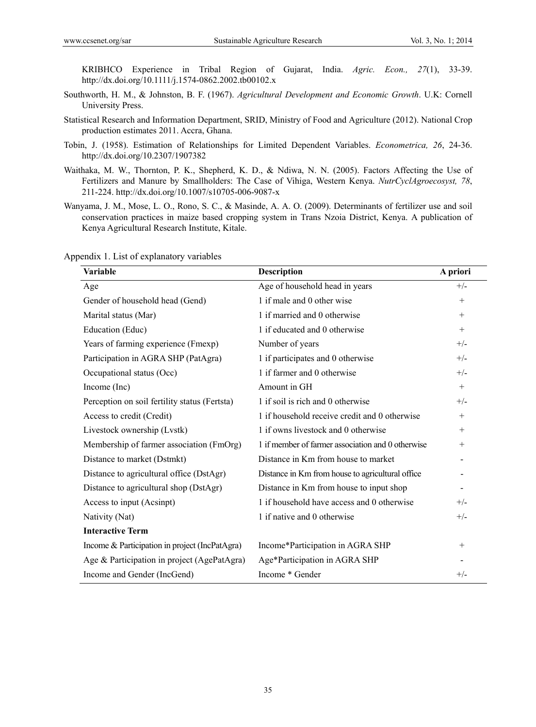KRIBHCO Experience in Tribal Region of Gujarat, India. *Agric. Econ., 27*(1), 33-39. http://dx.doi.org/10.1111/j.1574-0862.2002.tb00102.x

Southworth, H. M., & Johnston, B. F. (1967). *Agricultural Development and Economic Growth*. U.K: Cornell University Press.

Statistical Research and Information Department, SRID, Ministry of Food and Agriculture (2012). National Crop production estimates 2011. Accra, Ghana.

Tobin, J. (1958). Estimation of Relationships for Limited Dependent Variables. *Econometrica, 26*, 24-36. http://dx.doi.org/10.2307/1907382

Waithaka, M. W., Thornton, P. K., Shepherd, K. D., & Ndiwa, N. N. (2005). Factors Affecting the Use of Fertilizers and Manure by Smallholders: The Case of Vihiga, Western Kenya. *NutrCyclAgroecosyst, 78*, 211-224. http://dx.doi.org/10.1007/s10705-006-9087-x

Wanyama, J. M., Mose, L. O., Rono, S. C., & Masinde, A. A. O. (2009). Determinants of fertilizer use and soil conservation practices in maize based cropping system in Trans Nzoia District, Kenya. A publication of Kenya Agricultural Research Institute, Kitale.

Appendix 1. List of explanatory variables

| Variable | Description | A priori |
|---|---|---|
| Age | Age of household head in years | +/- |
| Gender of household head (Gend) | 1 if male and 0 other wise | + |
| Marital status (Mar) | 1 if married and 0 otherwise | + |
| Education (Educ) | 1 if educated and 0 otherwise | + |
| Years of farming experience (Fmexp) | Number of years | +/- |
| Participation in AGRA SHP (PatAgra) | 1 if participates and 0 otherwise | +/- |
| Occupational status (Occ) | 1 if farmer and 0 otherwise | +/- |
| Income (Inc) | Amount in GH | + |
| Perception on soil fertility status (Fertsta) | 1 if soil is rich and 0 otherwise | +/- |
| Access to credit (Credit) | 1 if household receive credit and 0 otherwise | + |
| Livestock ownership (Lvstk) | 1 if owns livestock and 0 otherwise | + |
| Membership of farmer association (FmOrg) | 1 if member of farmer association and 0 otherwise | + |
| Distance to market (Dstmkt) | Distance in Km from house to market | - |
| Distance to agricultural office (DstAgr) | Distance in Km from house to agricultural office | - |
| Distance to agricultural shop (DstAgr) | Distance in Km from house to input shop | - |
| Access to input (Acsinpt) | 1 if household have access and 0 otherwise | +/- |
| Nativity (Nat) | 1 if native and 0 otherwise | +/- |
| **Interactive Term** | | |
| Income & Participation in project (IncPatAgra) | Income*Participation in AGRA SHP | + |
| Age & Participation in project (AgePatAgra) | Age*Participation in AGRA SHP | - |
| Income and Gender (IncGend) | Income * Gender | +/- |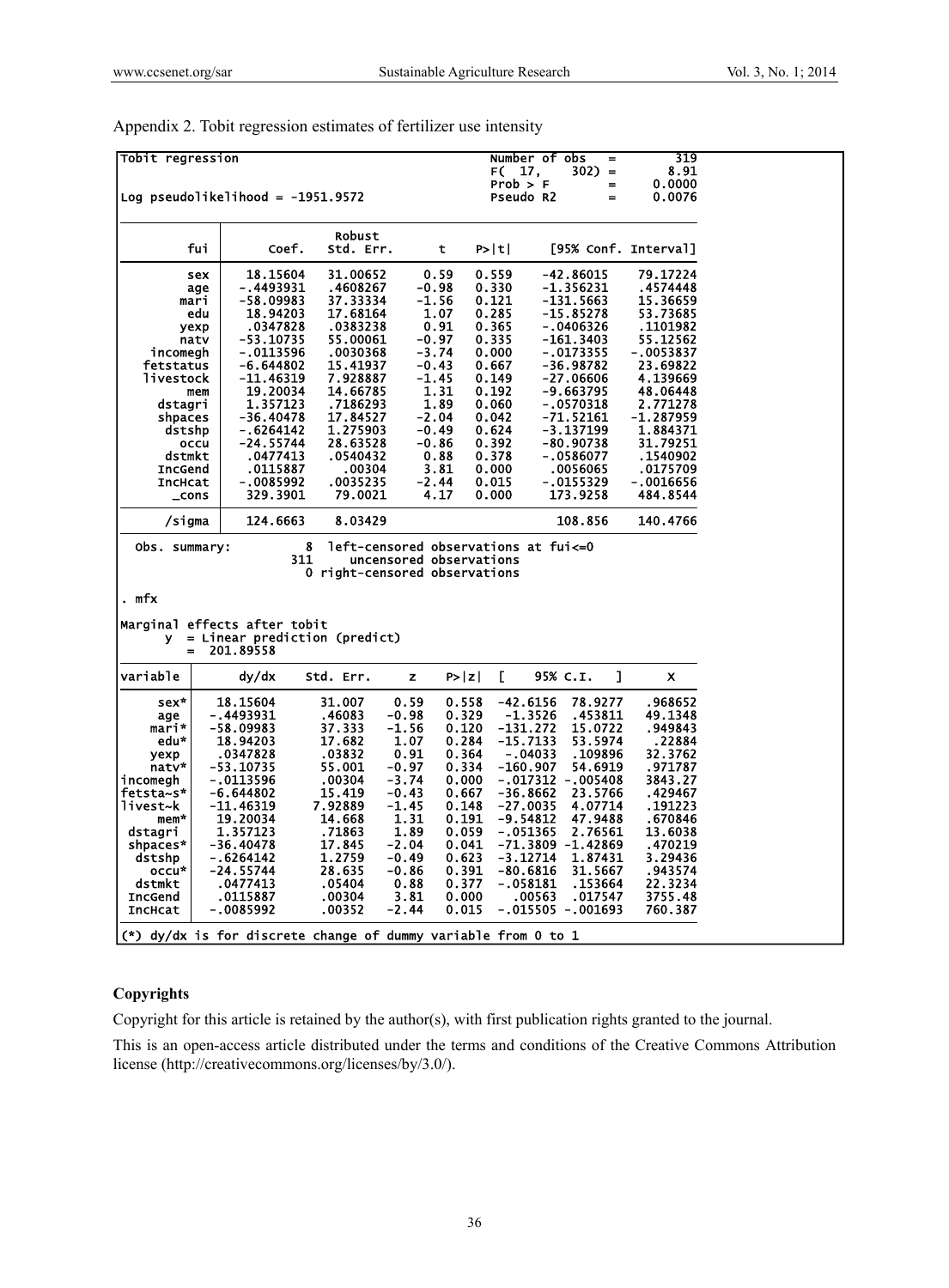Appendix 2. Tobit regression estimates of fertilizer use intensity

```
Tobit regression                                  Number of obs   =        319
                                                  F(  17,     302) =       8.91
                                                  Prob > F        =     0.0000
Log pseudolikelihood = -1951.9572                 Pseudo R2       =     0.0076

------------------------------------------------------------------------------
             |               Robust
         fui |      Coef.   Std. Err.      t    P>|t|     [95% Conf. Interval]
-------------+----------------------------------------------------------------
         sex |   18.15604   31.00652     0.59   0.559    -42.86015    79.17224
         age |  -.4493931   .4608267    -0.98   0.330    -1.356231    .4574448
        mari |  -58.09983   37.33334    -1.56   0.121    -131.5663    15.36659
         edu |   18.94203   17.68164     1.07   0.285    -15.85278    53.73685
        yexp |   .0347828   .0383238     0.91   0.365    -.0406326    .1101982
        natv |  -53.10735   55.00061    -0.97   0.335    -161.3403    55.12562
    incomegh |  -.0113596   .0030368    -3.74   0.000    -.0173355   -.0053837
   fetstatus |  -6.644802   15.41937    -0.43   0.667    -36.98782    23.69822
   livestock |  -11.46319   7.928887    -1.45   0.149    -27.06606    4.139669
         mem |   19.20034   14.66785     1.31   0.192    -9.663795    48.06448
     dstagri |   1.357123   .7186293     1.89   0.060    -.0570318    2.771278
     shpaces |  -36.40478   17.84527    -2.04   0.042    -71.52161   -1.287959
      dstshp |  -.6264142   1.275903    -0.49   0.624    -3.137199    1.884371
        occu |  -24.55744   28.63528    -0.86   0.392    -80.90738    31.79251
      dstmkt |   .0477413   .0540432     0.88   0.378    -.0586077    .1540902
     IncGend |   .0115887     .00304     3.81   0.000     .0056065    .0175709
     IncHcat |  -.0085992   .0035235    -2.44   0.015    -.0155329   -.0016656
       _cons |   329.3901    79.0021     4.17   0.000     173.9258    484.8544
-------------+----------------------------------------------------------------
      /sigma |   124.6663    8.03429                       108.856    140.4766
------------------------------------------------------------------------------
  Obs. summary:          8  left-censored observations at fui<=0
                       311     uncensored observations
                         0 right-censored observations

. mfx

Marginal effects after tobit
      y  = Linear prediction (predict)
         =  201.89558
------------------------------------------------------------------------------
variable |      dy/dx    Std. Err.     z    P>|z|  [    95% C.I.   ]      X
---------+--------------------------------------------------------------------
    sex*|   18.15604      31.007    0.59   0.558  -42.6156  78.9277   .968652
     age|  -.4493931      .46083   -0.98   0.329   -1.3526  .453811   49.1348
   mari*|  -58.09983      37.333   -1.56   0.120  -131.272  15.0722   .949843
    edu*|   18.94203      17.682    1.07   0.284  -15.7133  53.5974    .22884
    yexp|   .0347828      .03832    0.91   0.364   -.04033  .109896   32.3762
   natv*|  -53.10735      55.001   -0.97   0.334  -160.907  54.6919   .971787
incomegh|  -.0113596      .00304   -3.74   0.000  -.017312 -.005408   3843.27
fetsta~s*|  -6.644802     15.419   -0.43   0.667  -36.8662  23.5766   .429467
livest~k|  -11.46319     7.92889   -1.45   0.148  -27.0035  4.07714   .191223
    mem*|   19.20034      14.668    1.31   0.191  -9.54812  47.9488   .670846
 dstagri|   1.357123      .71863    1.89   0.059  -.051365  2.76561   13.6038
shpaces*|  -36.40478      17.845   -2.04   0.041  -71.3809 -1.42869   .470219
  dstshp|  -.6264142      1.2759   -0.49   0.623  -3.12714  1.87431   3.29436
   occu*|  -24.55744      28.635   -0.86   0.391  -80.6816  31.5667   .943574
  dstmkt|   .0477413      .05404    0.88   0.377  -.058181  .153664   22.3234
 IncGend|   .0115887      .00304    3.81   0.000    .00563  .017547   3755.48
 IncHcat|  -.0085992      .00352   -2.44   0.015  -.015505 -.001693   760.387
------------------------------------------------------------------------------
(*) dy/dx is for discrete change of dummy variable from 0 to 1
```

### Copyrights

Copyright for this article is retained by the author(s), with first publication rights granted to the journal.

This is an open-access article distributed under the terms and conditions of the Creative Commons Attribution license (http://creativecommons.org/licenses/by/3.0/).